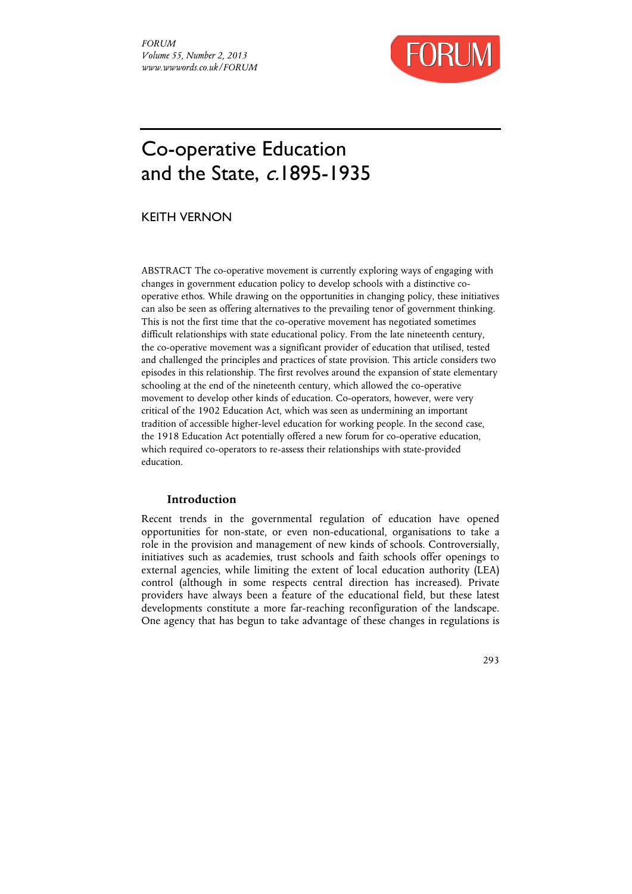# Co-operative Education and the State, *c.*1895-1935

KEITH VERNON

ABSTRACT The co-operative movement is currently exploring ways of engaging with changes in government education policy to develop schools with a distinctive co-operative ethos. While drawing on the opportunities in changing policy, these initiatives can also be seen as offering alternatives to the prevailing tenor of government thinking. This is not the first time that the co-operative movement has negotiated sometimes difficult relationships with state educational policy. From the late nineteenth century, the co-operative movement was a significant provider of education that utilised, tested and challenged the principles and practices of state provision. This article considers two episodes in this relationship. The first revolves around the expansion of state elementary schooling at the end of the nineteenth century, which allowed the co-operative movement to develop other kinds of education. Co-operators, however, were very critical of the 1902 Education Act, which was seen as undermining an important tradition of accessible higher-level education for working people. In the second case, the 1918 Education Act potentially offered a new forum for co-operative education, which required co-operators to re-assess their relationships with state-provided education.

## Introduction

Recent trends in the governmental regulation of education have opened opportunities for non-state, or even non-educational, organisations to take a role in the provision and management of new kinds of schools. Controversially, initiatives such as academies, trust schools and faith schools offer openings to external agencies, while limiting the extent of local education authority (LEA) control (although in some respects central direction has increased). Private providers have always been a feature of the educational field, but these latest developments constitute a more far-reaching reconfiguration of the landscape. One agency that has begun to take advantage of these changes in regulations is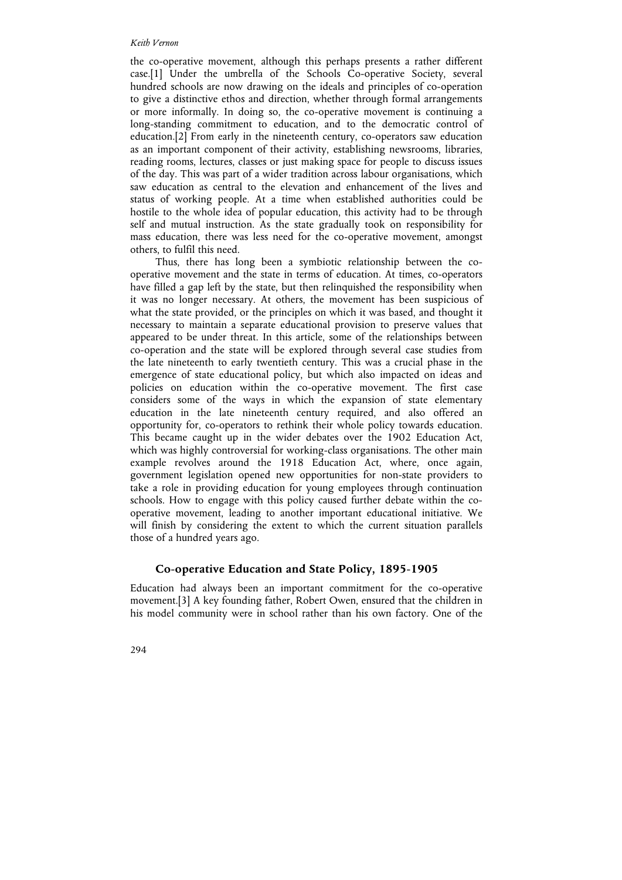the co-operative movement, although this perhaps presents a rather different case.[1] Under the umbrella of the Schools Co-operative Society, several hundred schools are now drawing on the ideals and principles of co-operation to give a distinctive ethos and direction, whether through formal arrangements or more informally. In doing so, the co-operative movement is continuing a long-standing commitment to education, and to the democratic control of education.[2] From early in the nineteenth century, co-operators saw education as an important component of their activity, establishing newsrooms, libraries, reading rooms, lectures, classes or just making space for people to discuss issues of the day. This was part of a wider tradition across labour organisations, which saw education as central to the elevation and enhancement of the lives and status of working people. At a time when established authorities could be hostile to the whole idea of popular education, this activity had to be through self and mutual instruction. As the state gradually took on responsibility for mass education, there was less need for the co-operative movement, amongst others, to fulfil this need.

Thus, there has long been a symbiotic relationship between the co-operative movement and the state in terms of education. At times, co-operators have filled a gap left by the state, but then relinquished the responsibility when it was no longer necessary. At others, the movement has been suspicious of what the state provided, or the principles on which it was based, and thought it necessary to maintain a separate educational provision to preserve values that appeared to be under threat. In this article, some of the relationships between co-operation and the state will be explored through several case studies from the late nineteenth to early twentieth century. This was a crucial phase in the emergence of state educational policy, but which also impacted on ideas and policies on education within the co-operative movement. The first case considers some of the ways in which the expansion of state elementary education in the late nineteenth century required, and also offered an opportunity for, co-operators to rethink their whole policy towards education. This became caught up in the wider debates over the 1902 Education Act, which was highly controversial for working-class organisations. The other main example revolves around the 1918 Education Act, where, once again, government legislation opened new opportunities for non-state providers to take a role in providing education for young employees through continuation schools. How to engage with this policy caused further debate within the co-operative movement, leading to another important educational initiative. We will finish by considering the extent to which the current situation parallels those of a hundred years ago.

## Co-operative Education and State Policy, 1895-1905

Education had always been an important commitment for the co-operative movement.[3] A key founding father, Robert Owen, ensured that the children in his model community were in school rather than his own factory. One of the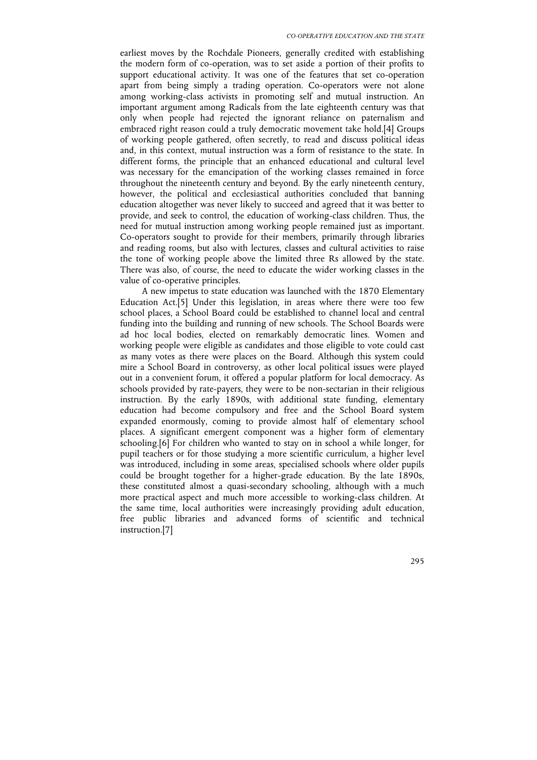earliest moves by the Rochdale Pioneers, generally credited with establishing the modern form of co-operation, was to set aside a portion of their profits to support educational activity. It was one of the features that set co-operation apart from being simply a trading operation. Co-operators were not alone among working-class activists in promoting self and mutual instruction. An important argument among Radicals from the late eighteenth century was that only when people had rejected the ignorant reliance on paternalism and embraced right reason could a truly democratic movement take hold.[4] Groups of working people gathered, often secretly, to read and discuss political ideas and, in this context, mutual instruction was a form of resistance to the state. In different forms, the principle that an enhanced educational and cultural level was necessary for the emancipation of the working classes remained in force throughout the nineteenth century and beyond. By the early nineteenth century, however, the political and ecclesiastical authorities concluded that banning education altogether was never likely to succeed and agreed that it was better to provide, and seek to control, the education of working-class children. Thus, the need for mutual instruction among working people remained just as important. Co-operators sought to provide for their members, primarily through libraries and reading rooms, but also with lectures, classes and cultural activities to raise the tone of working people above the limited three Rs allowed by the state. There was also, of course, the need to educate the wider working classes in the value of co-operative principles.

A new impetus to state education was launched with the 1870 Elementary Education Act.[5] Under this legislation, in areas where there were too few school places, a School Board could be established to channel local and central funding into the building and running of new schools. The School Boards were ad hoc local bodies, elected on remarkably democratic lines. Women and working people were eligible as candidates and those eligible to vote could cast as many votes as there were places on the Board. Although this system could mire a School Board in controversy, as other local political issues were played out in a convenient forum, it offered a popular platform for local democracy. As schools provided by rate-payers, they were to be non-sectarian in their religious instruction. By the early 1890s, with additional state funding, elementary education had become compulsory and free and the School Board system expanded enormously, coming to provide almost half of elementary school places. A significant emergent component was a higher form of elementary schooling.[6] For children who wanted to stay on in school a while longer, for pupil teachers or for those studying a more scientific curriculum, a higher level was introduced, including in some areas, specialised schools where older pupils could be brought together for a higher-grade education. By the late 1890s, these constituted almost a quasi-secondary schooling, although with a much more practical aspect and much more accessible to working-class children. At the same time, local authorities were increasingly providing adult education, free public libraries and advanced forms of scientific and technical instruction.[7]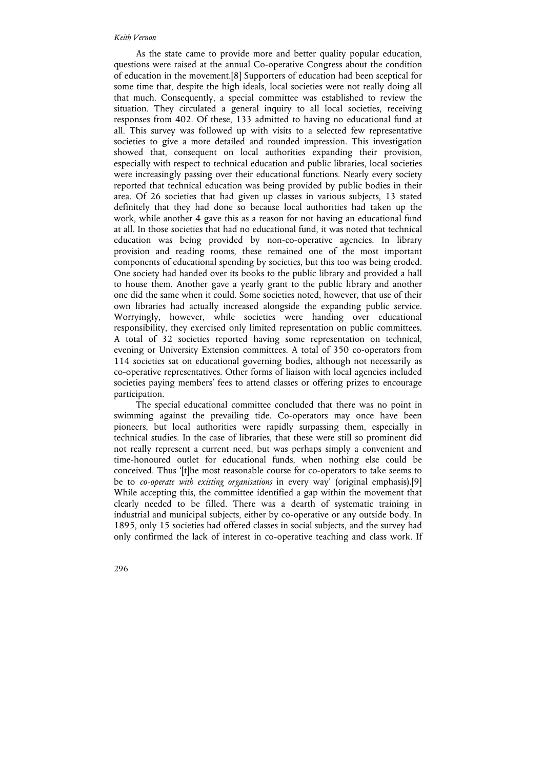As the state came to provide more and better quality popular education, questions were raised at the annual Co-operative Congress about the condition of education in the movement.[8] Supporters of education had been sceptical for some time that, despite the high ideals, local societies were not really doing all that much. Consequently, a special committee was established to review the situation. They circulated a general inquiry to all local societies, receiving responses from 402. Of these, 133 admitted to having no educational fund at all. This survey was followed up with visits to a selected few representative societies to give a more detailed and rounded impression. This investigation showed that, consequent on local authorities expanding their provision, especially with respect to technical education and public libraries, local societies were increasingly passing over their educational functions. Nearly every society reported that technical education was being provided by public bodies in their area. Of 26 societies that had given up classes in various subjects, 13 stated definitely that they had done so because local authorities had taken up the work, while another 4 gave this as a reason for not having an educational fund at all. In those societies that had no educational fund, it was noted that technical education was being provided by non-co-operative agencies. In library provision and reading rooms, these remained one of the most important components of educational spending by societies, but this too was being eroded. One society had handed over its books to the public library and provided a hall to house them. Another gave a yearly grant to the public library and another one did the same when it could. Some societies noted, however, that use of their own libraries had actually increased alongside the expanding public service. Worryingly, however, while societies were handing over educational responsibility, they exercised only limited representation on public committees. A total of 32 societies reported having some representation on technical, evening or University Extension committees. A total of 350 co-operators from 114 societies sat on educational governing bodies, although not necessarily as co-operative representatives. Other forms of liaison with local agencies included societies paying members' fees to attend classes or offering prizes to encourage participation.

The special educational committee concluded that there was no point in swimming against the prevailing tide. Co-operators may once have been pioneers, but local authorities were rapidly surpassing them, especially in technical studies. In the case of libraries, that these were still so prominent did not really represent a current need, but was perhaps simply a convenient and time-honoured outlet for educational funds, when nothing else could be conceived. Thus '[t]he most reasonable course for co-operators to take seems to be to *co-operate with existing organisations* in every way' (original emphasis).[9] While accepting this, the committee identified a gap within the movement that clearly needed to be filled. There was a dearth of systematic training in industrial and municipal subjects, either by co-operative or any outside body. In 1895, only 15 societies had offered classes in social subjects, and the survey had only confirmed the lack of interest in co-operative teaching and class work. If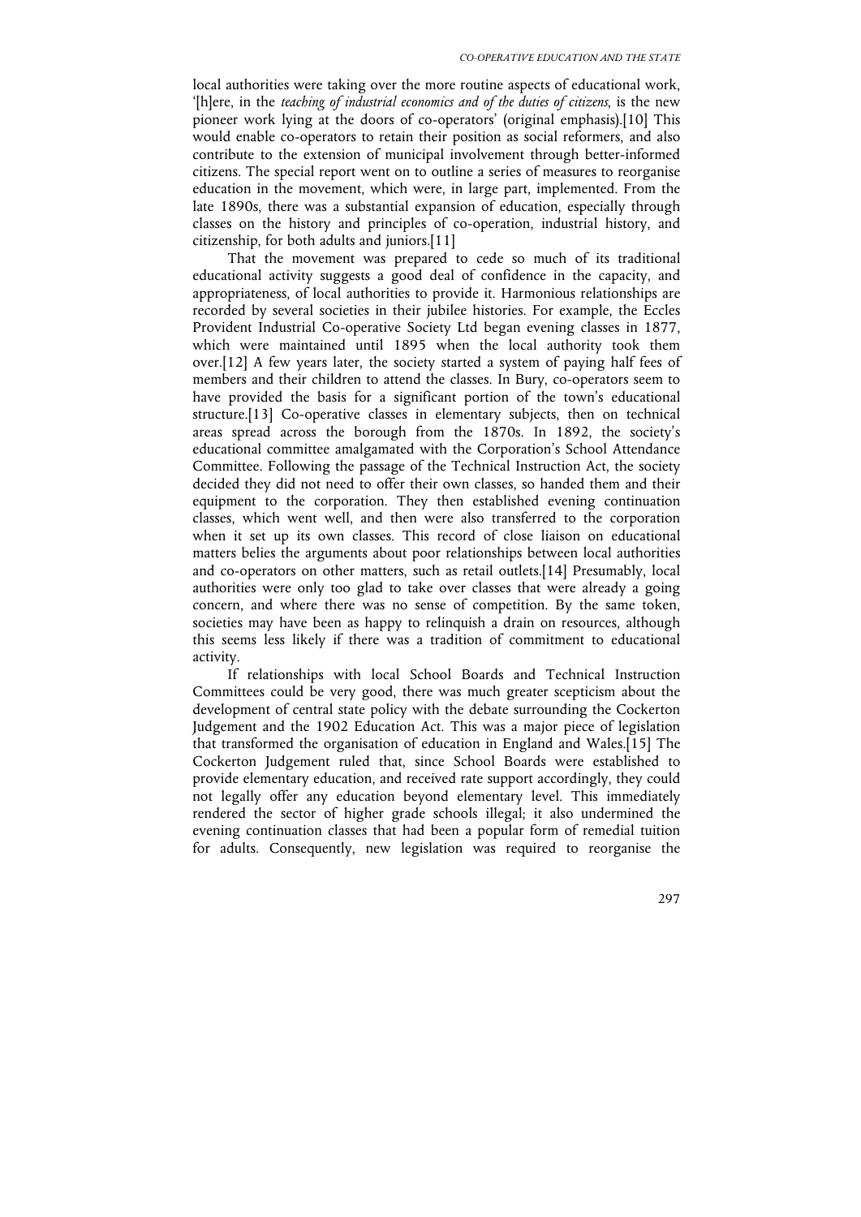local authorities were taking over the more routine aspects of educational work, '[h]ere, in the *teaching of industrial economics and of the duties of citizens*, is the new pioneer work lying at the doors of co-operators' (original emphasis).[10] This would enable co-operators to retain their position as social reformers, and also contribute to the extension of municipal involvement through better-informed citizens. The special report went on to outline a series of measures to reorganise education in the movement, which were, in large part, implemented. From the late 1890s, there was a substantial expansion of education, especially through classes on the history and principles of co-operation, industrial history, and citizenship, for both adults and juniors.[11]

That the movement was prepared to cede so much of its traditional educational activity suggests a good deal of confidence in the capacity, and appropriateness, of local authorities to provide it. Harmonious relationships are recorded by several societies in their jubilee histories. For example, the Eccles Provident Industrial Co-operative Society Ltd began evening classes in 1877, which were maintained until 1895 when the local authority took them over.[12] A few years later, the society started a system of paying half fees of members and their children to attend the classes. In Bury, co-operators seem to have provided the basis for a significant portion of the town's educational structure.[13] Co-operative classes in elementary subjects, then on technical areas spread across the borough from the 1870s. In 1892, the society's educational committee amalgamated with the Corporation's School Attendance Committee. Following the passage of the Technical Instruction Act, the society decided they did not need to offer their own classes, so handed them and their equipment to the corporation. They then established evening continuation classes, which went well, and then were also transferred to the corporation when it set up its own classes. This record of close liaison on educational matters belies the arguments about poor relationships between local authorities and co-operators on other matters, such as retail outlets.[14] Presumably, local authorities were only too glad to take over classes that were already a going concern, and where there was no sense of competition. By the same token, societies may have been as happy to relinquish a drain on resources, although this seems less likely if there was a tradition of commitment to educational activity.

If relationships with local School Boards and Technical Instruction Committees could be very good, there was much greater scepticism about the development of central state policy with the debate surrounding the Cockerton Judgement and the 1902 Education Act. This was a major piece of legislation that transformed the organisation of education in England and Wales.[15] The Cockerton Judgement ruled that, since School Boards were established to provide elementary education, and received rate support accordingly, they could not legally offer any education beyond elementary level. This immediately rendered the sector of higher grade schools illegal; it also undermined the evening continuation classes that had been a popular form of remedial tuition for adults. Consequently, new legislation was required to reorganise the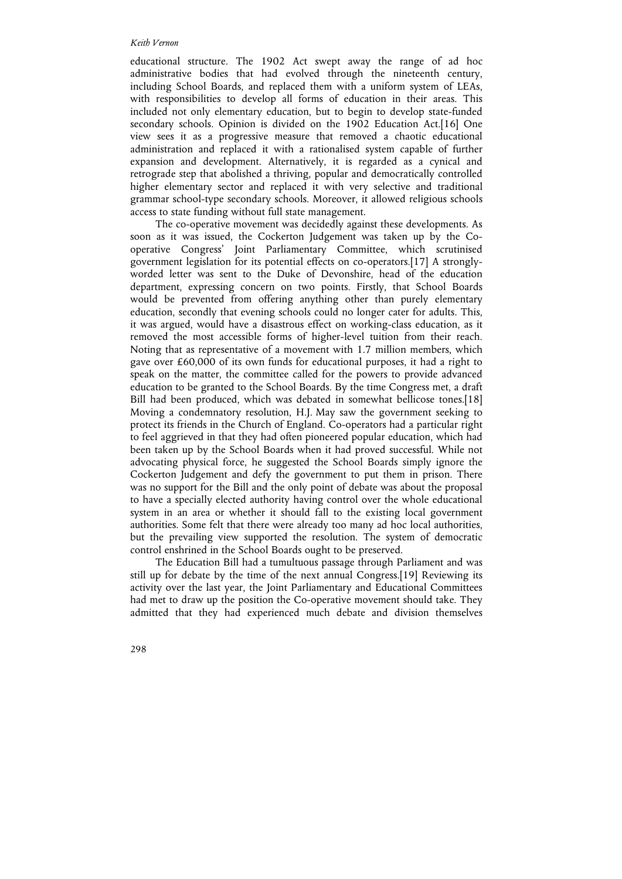educational structure. The 1902 Act swept away the range of ad hoc administrative bodies that had evolved through the nineteenth century, including School Boards, and replaced them with a uniform system of LEAs, with responsibilities to develop all forms of education in their areas. This included not only elementary education, but to begin to develop state-funded secondary schools. Opinion is divided on the 1902 Education Act.[16] One view sees it as a progressive measure that removed a chaotic educational administration and replaced it with a rationalised system capable of further expansion and development. Alternatively, it is regarded as a cynical and retrograde step that abolished a thriving, popular and democratically controlled higher elementary sector and replaced it with very selective and traditional grammar school-type secondary schools. Moreover, it allowed religious schools access to state funding without full state management.

The co-operative movement was decidedly against these developments. As soon as it was issued, the Cockerton Judgement was taken up by the Co-operative Congress' Joint Parliamentary Committee, which scrutinised government legislation for its potential effects on co-operators.[17] A strongly-worded letter was sent to the Duke of Devonshire, head of the education department, expressing concern on two points. Firstly, that School Boards would be prevented from offering anything other than purely elementary education, secondly that evening schools could no longer cater for adults. This, it was argued, would have a disastrous effect on working-class education, as it removed the most accessible forms of higher-level tuition from their reach. Noting that as representative of a movement with 1.7 million members, which gave over £60,000 of its own funds for educational purposes, it had a right to speak on the matter, the committee called for the powers to provide advanced education to be granted to the School Boards. By the time Congress met, a draft Bill had been produced, which was debated in somewhat bellicose tones.[18] Moving a condemnatory resolution, H.J. May saw the government seeking to protect its friends in the Church of England. Co-operators had a particular right to feel aggrieved in that they had often pioneered popular education, which had been taken up by the School Boards when it had proved successful. While not advocating physical force, he suggested the School Boards simply ignore the Cockerton Judgement and defy the government to put them in prison. There was no support for the Bill and the only point of debate was about the proposal to have a specially elected authority having control over the whole educational system in an area or whether it should fall to the existing local government authorities. Some felt that there were already too many ad hoc local authorities, but the prevailing view supported the resolution. The system of democratic control enshrined in the School Boards ought to be preserved.

The Education Bill had a tumultuous passage through Parliament and was still up for debate by the time of the next annual Congress.[19] Reviewing its activity over the last year, the Joint Parliamentary and Educational Committees had met to draw up the position the Co-operative movement should take. They admitted that they had experienced much debate and division themselves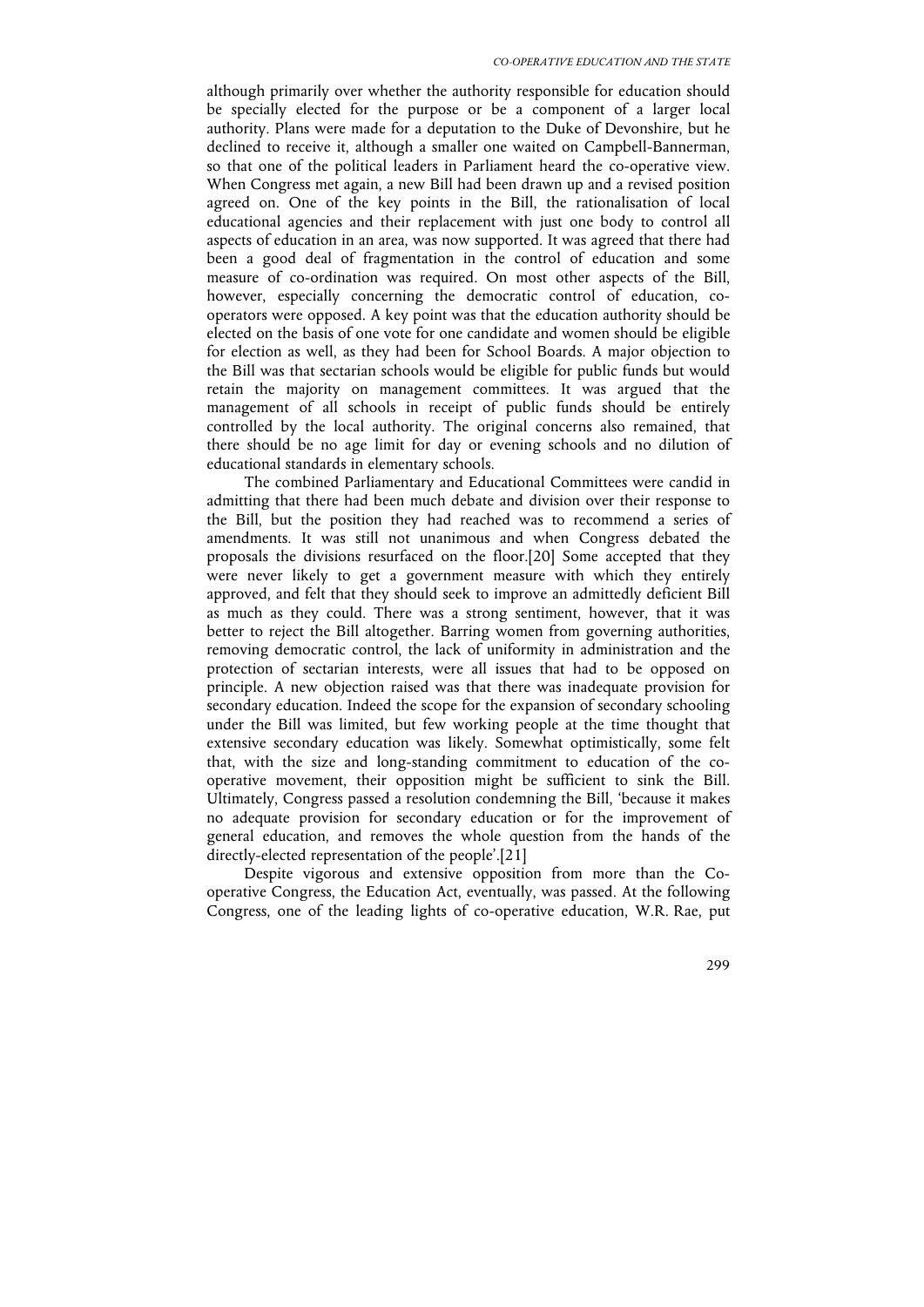although primarily over whether the authority responsible for education should be specially elected for the purpose or be a component of a larger local authority. Plans were made for a deputation to the Duke of Devonshire, but he declined to receive it, although a smaller one waited on Campbell-Bannerman, so that one of the political leaders in Parliament heard the co-operative view. When Congress met again, a new Bill had been drawn up and a revised position agreed on. One of the key points in the Bill, the rationalisation of local educational agencies and their replacement with just one body to control all aspects of education in an area, was now supported. It was agreed that there had been a good deal of fragmentation in the control of education and some measure of co-ordination was required. On most other aspects of the Bill, however, especially concerning the democratic control of education, co-operators were opposed. A key point was that the education authority should be elected on the basis of one vote for one candidate and women should be eligible for election as well, as they had been for School Boards. A major objection to the Bill was that sectarian schools would be eligible for public funds but would retain the majority on management committees. It was argued that the management of all schools in receipt of public funds should be entirely controlled by the local authority. The original concerns also remained, that there should be no age limit for day or evening schools and no dilution of educational standards in elementary schools.

The combined Parliamentary and Educational Committees were candid in admitting that there had been much debate and division over their response to the Bill, but the position they had reached was to recommend a series of amendments. It was still not unanimous and when Congress debated the proposals the divisions resurfaced on the floor.[20] Some accepted that they were never likely to get a government measure with which they entirely approved, and felt that they should seek to improve an admittedly deficient Bill as much as they could. There was a strong sentiment, however, that it was better to reject the Bill altogether. Barring women from governing authorities, removing democratic control, the lack of uniformity in administration and the protection of sectarian interests, were all issues that had to be opposed on principle. A new objection raised was that there was inadequate provision for secondary education. Indeed the scope for the expansion of secondary schooling under the Bill was limited, but few working people at the time thought that extensive secondary education was likely. Somewhat optimistically, some felt that, with the size and long-standing commitment to education of the co-operative movement, their opposition might be sufficient to sink the Bill. Ultimately, Congress passed a resolution condemning the Bill, 'because it makes no adequate provision for secondary education or for the improvement of general education, and removes the whole question from the hands of the directly-elected representation of the people'.[21]

Despite vigorous and extensive opposition from more than the Co-operative Congress, the Education Act, eventually, was passed. At the following Congress, one of the leading lights of co-operative education, W.R. Rae, put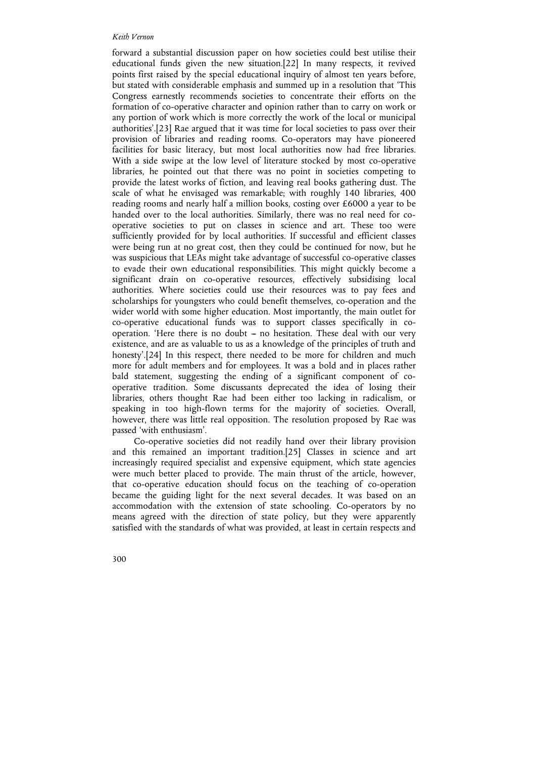forward a substantial discussion paper on how societies could best utilise their educational funds given the new situation.[22] In many respects, it revived points first raised by the special educational inquiry of almost ten years before, but stated with considerable emphasis and summed up in a resolution that 'This Congress earnestly recommends societies to concentrate their efforts on the formation of co-operative character and opinion rather than to carry on work or any portion of work which is more correctly the work of the local or municipal authorities'.[23] Rae argued that it was time for local societies to pass over their provision of libraries and reading rooms. Co-operators may have pioneered facilities for basic literacy, but most local authorities now had free libraries. With a side swipe at the low level of literature stocked by most co-operative libraries, he pointed out that there was no point in societies competing to provide the latest works of fiction, and leaving real books gathering dust. The scale of what he envisaged was remarkable; with roughly 140 libraries, 400 reading rooms and nearly half a million books, costing over £6000 a year to be handed over to the local authorities. Similarly, there was no real need for co-operative societies to put on classes in science and art. These too were sufficiently provided for by local authorities. If successful and efficient classes were being run at no great cost, then they could be continued for now, but he was suspicious that LEAs might take advantage of successful co-operative classes to evade their own educational responsibilities. This might quickly become a significant drain on co-operative resources, effectively subsidising local authorities. Where societies could use their resources was to pay fees and scholarships for youngsters who could benefit themselves, co-operation and the wider world with some higher education. Most importantly, the main outlet for co-operative educational funds was to support classes specifically in co-operation. 'Here there is no doubt – no hesitation. These deal with our very existence, and are as valuable to us as a knowledge of the principles of truth and honesty'.[24] In this respect, there needed to be more for children and much more for adult members and for employees. It was a bold and in places rather bald statement, suggesting the ending of a significant component of co-operative tradition. Some discussants deprecated the idea of losing their libraries, others thought Rae had been either too lacking in radicalism, or speaking in too high-flown terms for the majority of societies. Overall, however, there was little real opposition. The resolution proposed by Rae was passed 'with enthusiasm'.

Co-operative societies did not readily hand over their library provision and this remained an important tradition.[25] Classes in science and art increasingly required specialist and expensive equipment, which state agencies were much better placed to provide. The main thrust of the article, however, that co-operative education should focus on the teaching of co-operation became the guiding light for the next several decades. It was based on an accommodation with the extension of state schooling. Co-operators by no means agreed with the direction of state policy, but they were apparently satisfied with the standards of what was provided, at least in certain respects and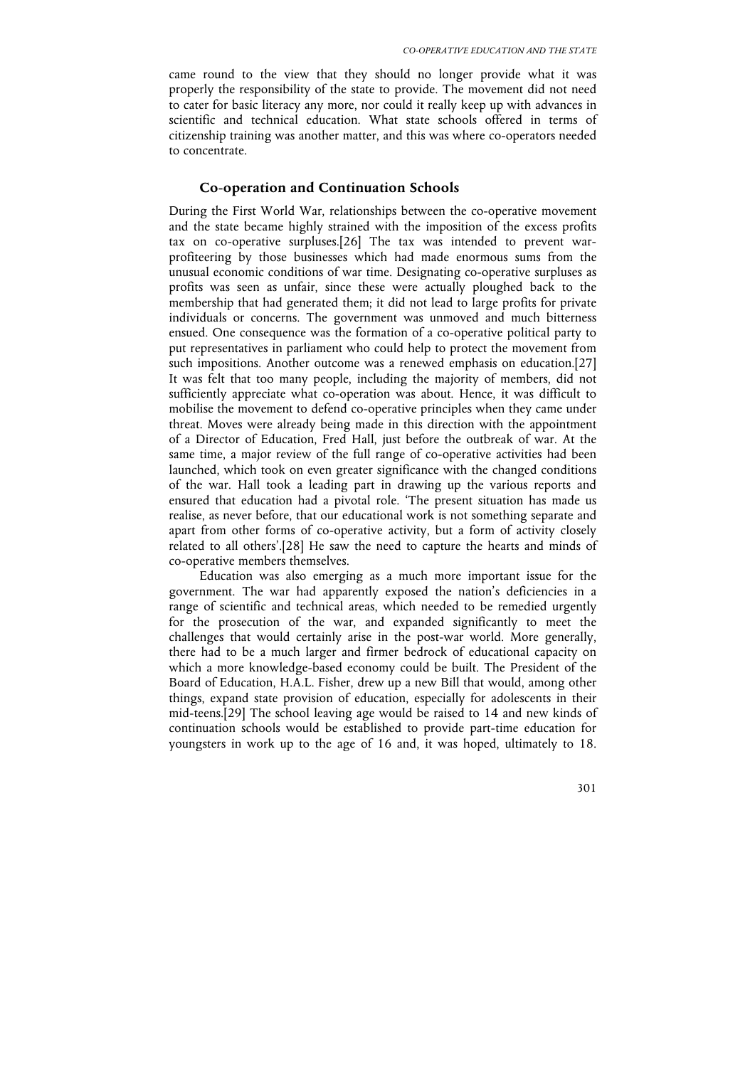came round to the view that they should no longer provide what it was properly the responsibility of the state to provide. The movement did not need to cater for basic literacy any more, nor could it really keep up with advances in scientific and technical education. What state schools offered in terms of citizenship training was another matter, and this was where co-operators needed to concentrate.

## Co-operation and Continuation Schools

During the First World War, relationships between the co-operative movement and the state became highly strained with the imposition of the excess profits tax on co-operative surpluses.[26] The tax was intended to prevent war-profiteering by those businesses which had made enormous sums from the unusual economic conditions of war time. Designating co-operative surpluses as profits was seen as unfair, since these were actually ploughed back to the membership that had generated them; it did not lead to large profits for private individuals or concerns. The government was unmoved and much bitterness ensued. One consequence was the formation of a co-operative political party to put representatives in parliament who could help to protect the movement from such impositions. Another outcome was a renewed emphasis on education.[27] It was felt that too many people, including the majority of members, did not sufficiently appreciate what co-operation was about. Hence, it was difficult to mobilise the movement to defend co-operative principles when they came under threat. Moves were already being made in this direction with the appointment of a Director of Education, Fred Hall, just before the outbreak of war. At the same time, a major review of the full range of co-operative activities had been launched, which took on even greater significance with the changed conditions of the war. Hall took a leading part in drawing up the various reports and ensured that education had a pivotal role. 'The present situation has made us realise, as never before, that our educational work is not something separate and apart from other forms of co-operative activity, but a form of activity closely related to all others'.[28] He saw the need to capture the hearts and minds of co-operative members themselves.

Education was also emerging as a much more important issue for the government. The war had apparently exposed the nation's deficiencies in a range of scientific and technical areas, which needed to be remedied urgently for the prosecution of the war, and expanded significantly to meet the challenges that would certainly arise in the post-war world. More generally, there had to be a much larger and firmer bedrock of educational capacity on which a more knowledge-based economy could be built. The President of the Board of Education, H.A.L. Fisher, drew up a new Bill that would, among other things, expand state provision of education, especially for adolescents in their mid-teens.[29] The school leaving age would be raised to 14 and new kinds of continuation schools would be established to provide part-time education for youngsters in work up to the age of 16 and, it was hoped, ultimately to 18.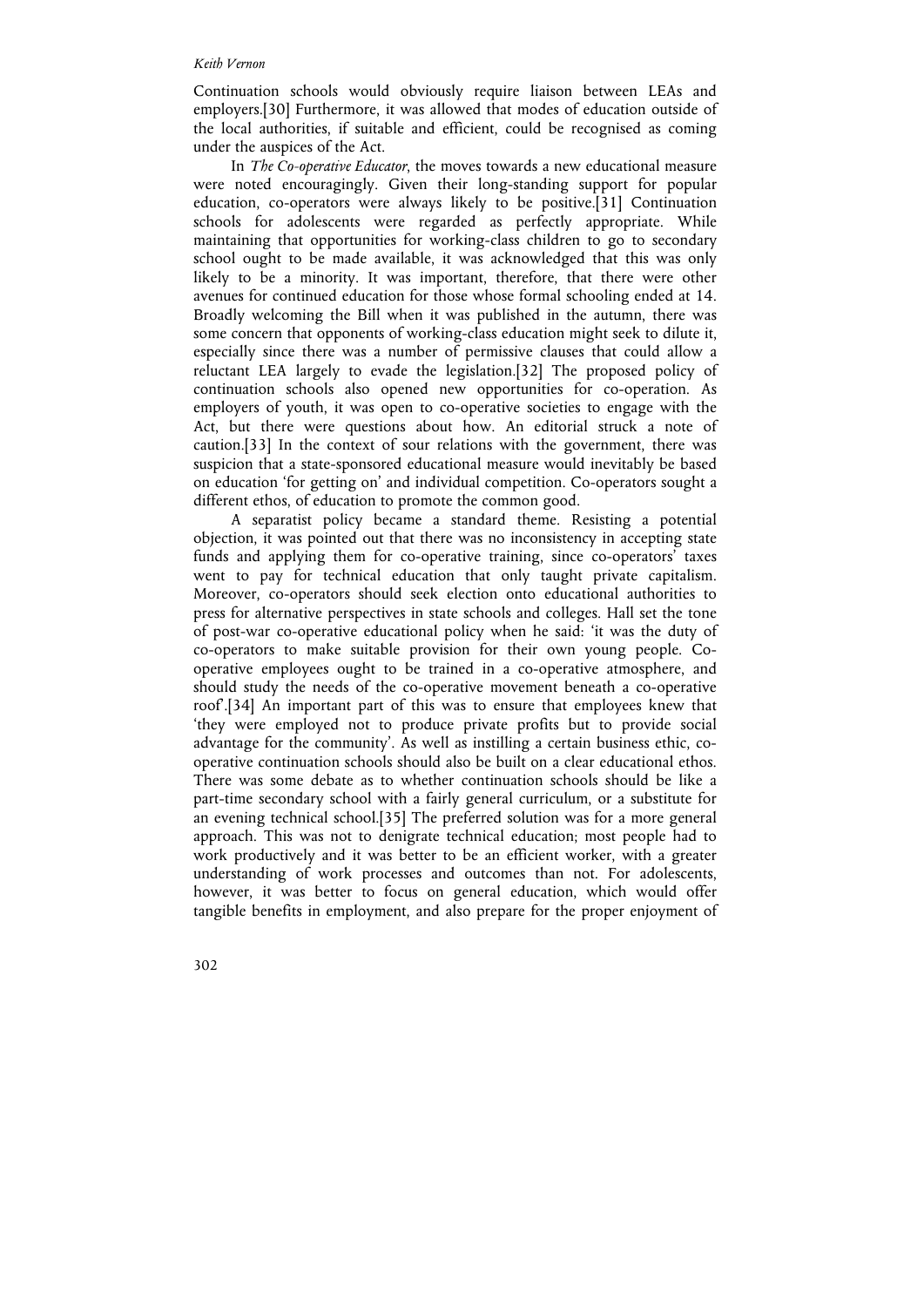Continuation schools would obviously require liaison between LEAs and employers.[30] Furthermore, it was allowed that modes of education outside of the local authorities, if suitable and efficient, could be recognised as coming under the auspices of the Act.

In *The Co-operative Educator*, the moves towards a new educational measure were noted encouragingly. Given their long-standing support for popular education, co-operators were always likely to be positive.[31] Continuation schools for adolescents were regarded as perfectly appropriate. While maintaining that opportunities for working-class children to go to secondary school ought to be made available, it was acknowledged that this was only likely to be a minority. It was important, therefore, that there were other avenues for continued education for those whose formal schooling ended at 14. Broadly welcoming the Bill when it was published in the autumn, there was some concern that opponents of working-class education might seek to dilute it, especially since there was a number of permissive clauses that could allow a reluctant LEA largely to evade the legislation.[32] The proposed policy of continuation schools also opened new opportunities for co-operation. As employers of youth, it was open to co-operative societies to engage with the Act, but there were questions about how. An editorial struck a note of caution.[33] In the context of sour relations with the government, there was suspicion that a state-sponsored educational measure would inevitably be based on education 'for getting on' and individual competition. Co-operators sought a different ethos, of education to promote the common good.

A separatist policy became a standard theme. Resisting a potential objection, it was pointed out that there was no inconsistency in accepting state funds and applying them for co-operative training, since co-operators' taxes went to pay for technical education that only taught private capitalism. Moreover, co-operators should seek election onto educational authorities to press for alternative perspectives in state schools and colleges. Hall set the tone of post-war co-operative educational policy when he said: 'it was the duty of co-operators to make suitable provision for their own young people. Co-operative employees ought to be trained in a co-operative atmosphere, and should study the needs of the co-operative movement beneath a co-operative roof'.[34] An important part of this was to ensure that employees knew that 'they were employed not to produce private profits but to provide social advantage for the community'. As well as instilling a certain business ethic, co-operative continuation schools should also be built on a clear educational ethos. There was some debate as to whether continuation schools should be like a part-time secondary school with a fairly general curriculum, or a substitute for an evening technical school.[35] The preferred solution was for a more general approach. This was not to denigrate technical education; most people had to work productively and it was better to be an efficient worker, with a greater understanding of work processes and outcomes than not. For adolescents, however, it was better to focus on general education, which would offer tangible benefits in employment, and also prepare for the proper enjoyment of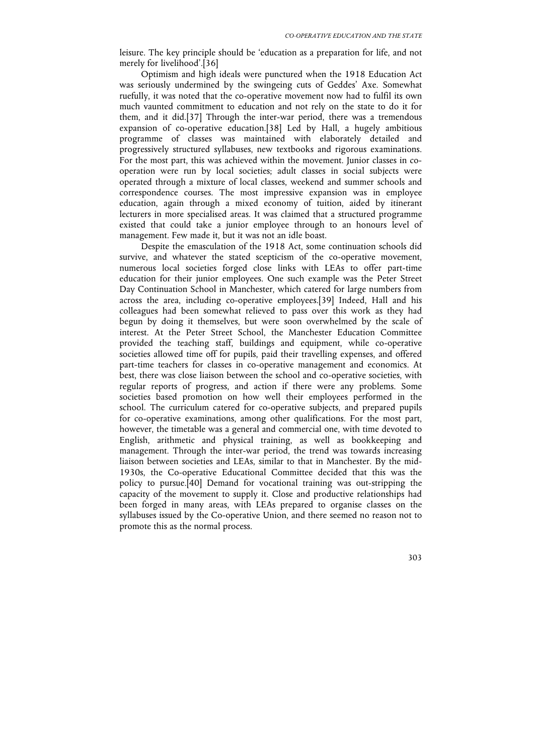leisure. The key principle should be 'education as a preparation for life, and not merely for livelihood'.[36]

Optimism and high ideals were punctured when the 1918 Education Act was seriously undermined by the swingeing cuts of Geddes' Axe. Somewhat ruefully, it was noted that the co-operative movement now had to fulfil its own much vaunted commitment to education and not rely on the state to do it for them, and it did.[37] Through the inter-war period, there was a tremendous expansion of co-operative education.[38] Led by Hall, a hugely ambitious programme of classes was maintained with elaborately detailed and progressively structured syllabuses, new textbooks and rigorous examinations. For the most part, this was achieved within the movement. Junior classes in co-operation were run by local societies; adult classes in social subjects were operated through a mixture of local classes, weekend and summer schools and correspondence courses. The most impressive expansion was in employee education, again through a mixed economy of tuition, aided by itinerant lecturers in more specialised areas. It was claimed that a structured programme existed that could take a junior employee through to an honours level of management. Few made it, but it was not an idle boast.

Despite the emasculation of the 1918 Act, some continuation schools did survive, and whatever the stated scepticism of the co-operative movement, numerous local societies forged close links with LEAs to offer part-time education for their junior employees. One such example was the Peter Street Day Continuation School in Manchester, which catered for large numbers from across the area, including co-operative employees.[39] Indeed, Hall and his colleagues had been somewhat relieved to pass over this work as they had begun by doing it themselves, but were soon overwhelmed by the scale of interest. At the Peter Street School, the Manchester Education Committee provided the teaching staff, buildings and equipment, while co-operative societies allowed time off for pupils, paid their travelling expenses, and offered part-time teachers for classes in co-operative management and economics. At best, there was close liaison between the school and co-operative societies, with regular reports of progress, and action if there were any problems. Some societies based promotion on how well their employees performed in the school. The curriculum catered for co-operative subjects, and prepared pupils for co-operative examinations, among other qualifications. For the most part, however, the timetable was a general and commercial one, with time devoted to English, arithmetic and physical training, as well as bookkeeping and management. Through the inter-war period, the trend was towards increasing liaison between societies and LEAs, similar to that in Manchester. By the mid-1930s, the Co-operative Educational Committee decided that this was the policy to pursue.[40] Demand for vocational training was out-stripping the capacity of the movement to supply it. Close and productive relationships had been forged in many areas, with LEAs prepared to organise classes on the syllabuses issued by the Co-operative Union, and there seemed no reason not to promote this as the normal process.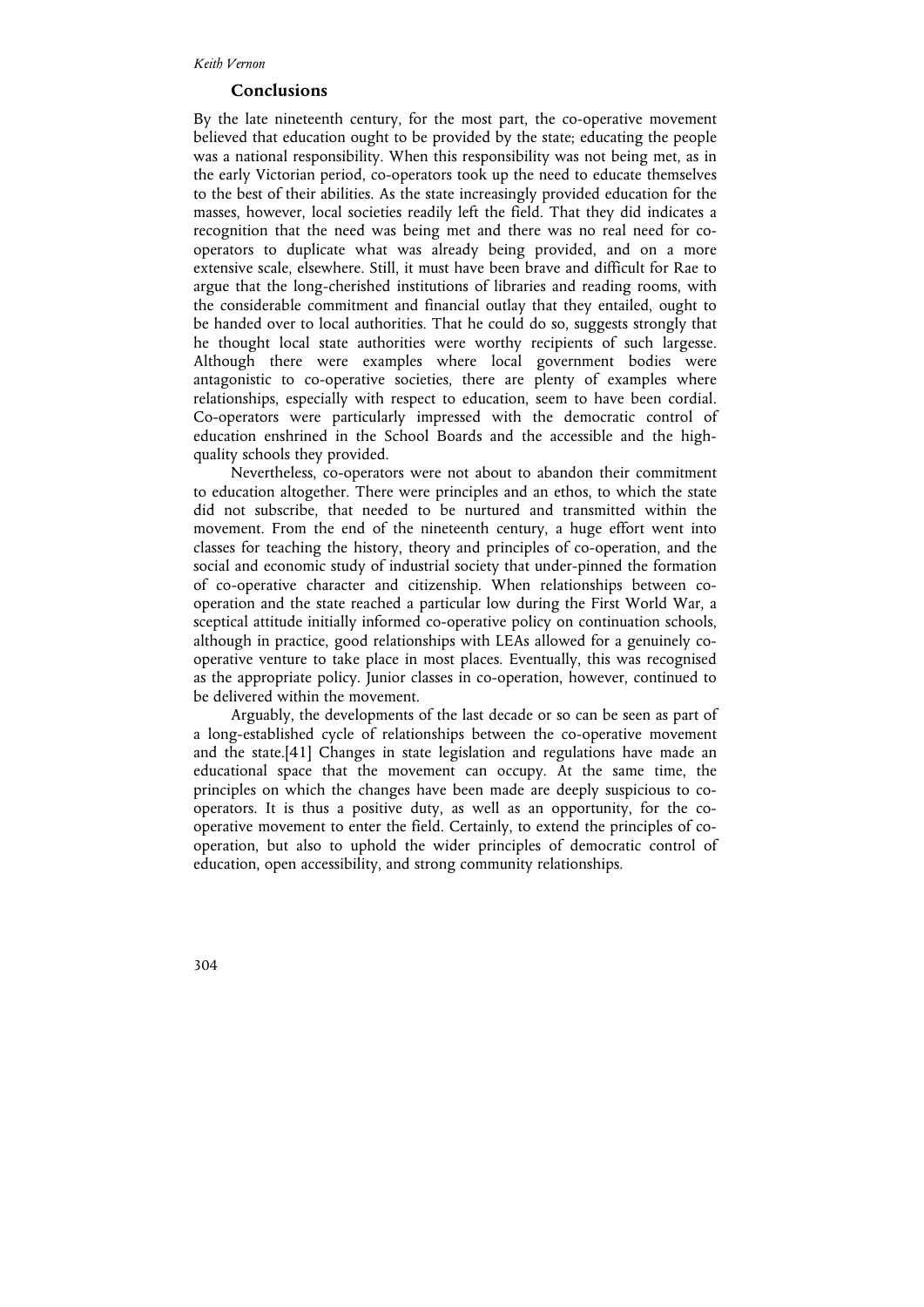## Conclusions

By the late nineteenth century, for the most part, the co-operative movement believed that education ought to be provided by the state; educating the people was a national responsibility. When this responsibility was not being met, as in the early Victorian period, co-operators took up the need to educate themselves to the best of their abilities. As the state increasingly provided education for the masses, however, local societies readily left the field. That they did indicates a recognition that the need was being met and there was no real need for co-operators to duplicate what was already being provided, and on a more extensive scale, elsewhere. Still, it must have been brave and difficult for Rae to argue that the long-cherished institutions of libraries and reading rooms, with the considerable commitment and financial outlay that they entailed, ought to be handed over to local authorities. That he could do so, suggests strongly that he thought local state authorities were worthy recipients of such largesse. Although there were examples where local government bodies were antagonistic to co-operative societies, there are plenty of examples where relationships, especially with respect to education, seem to have been cordial. Co-operators were particularly impressed with the democratic control of education enshrined in the School Boards and the accessible and the high-quality schools they provided.

Nevertheless, co-operators were not about to abandon their commitment to education altogether. There were principles and an ethos, to which the state did not subscribe, that needed to be nurtured and transmitted within the movement. From the end of the nineteenth century, a huge effort went into classes for teaching the history, theory and principles of co-operation, and the social and economic study of industrial society that under-pinned the formation of co-operative character and citizenship. When relationships between co-operation and the state reached a particular low during the First World War, a sceptical attitude initially informed co-operative policy on continuation schools, although in practice, good relationships with LEAs allowed for a genuinely co-operative venture to take place in most places. Eventually, this was recognised as the appropriate policy. Junior classes in co-operation, however, continued to be delivered within the movement.

Arguably, the developments of the last decade or so can be seen as part of a long-established cycle of relationships between the co-operative movement and the state.[41] Changes in state legislation and regulations have made an educational space that the movement can occupy. At the same time, the principles on which the changes have been made are deeply suspicious to co-operators. It is thus a positive duty, as well as an opportunity, for the co-operative movement to enter the field. Certainly, to extend the principles of co-operation, but also to uphold the wider principles of democratic control of education, open accessibility, and strong community relationships.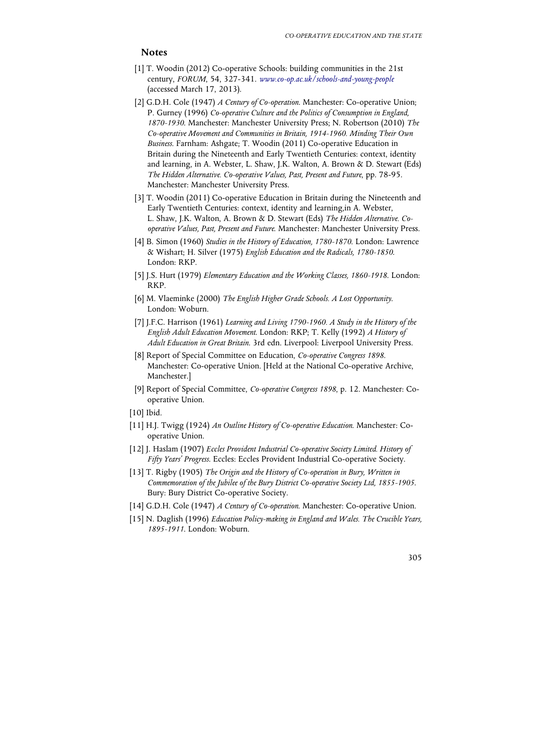## Notes

[1] T. Woodin (2012) Co-operative Schools: building communities in the 21st century, *FORUM*, 54, 327-341. *www.co-op.ac.uk/schools-and-young-people* (accessed March 17, 2013).

[2] G.D.H. Cole (1947) *A Century of Co-operation*. Manchester: Co-operative Union; P. Gurney (1996) *Co-operative Culture and the Politics of Consumption in England, 1870-1930*. Manchester: Manchester University Press; N. Robertson (2010) *The Co-operative Movement and Communities in Britain, 1914-1960. Minding Their Own Business*. Farnham: Ashgate; T. Woodin (2011) Co-operative Education in Britain during the Nineteenth and Early Twentieth Centuries: context, identity and learning, in A. Webster, L. Shaw, J.K. Walton, A. Brown & D. Stewart (Eds) *The Hidden Alternative. Co-operative Values, Past, Present and Future*, pp. 78-95. Manchester: Manchester University Press.

[3] T. Woodin (2011) Co-operative Education in Britain during the Nineteenth and Early Twentieth Centuries: context, identity and learning,in A. Webster, L. Shaw, J.K. Walton, A. Brown & D. Stewart (Eds) *The Hidden Alternative. Co-operative Values, Past, Present and Future*. Manchester: Manchester University Press.

[4] B. Simon (1960) *Studies in the History of Education, 1780-1870*. London: Lawrence & Wishart; H. Silver (1975) *English Education and the Radicals, 1780-1850*. London: RKP.

[5] J.S. Hurt (1979) *Elementary Education and the Working Classes, 1860-1918*. London: RKP.

[6] M. Vlaeminke (2000) *The English Higher Grade Schools. A Lost Opportunity*. London: Woburn.

[7] J.F.C. Harrison (1961) *Learning and Living 1790-1960. A Study in the History of the English Adult Education Movement*. London: RKP; T. Kelly (1992) *A History of Adult Education in Great Britain*. 3rd edn. Liverpool: Liverpool University Press.

[8] Report of Special Committee on Education, *Co-operative Congress 1898*. Manchester: Co-operative Union. [Held at the National Co-operative Archive, Manchester.]

[9] Report of Special Committee, *Co-operative Congress 1898*, p. 12. Manchester: Co-operative Union.

[10] Ibid.

[11] H.J. Twigg (1924) *An Outline History of Co-operative Education*. Manchester: Co-operative Union.

[12] J. Haslam (1907) *Eccles Provident Industrial Co-operative Society Limited. History of Fifty Years' Progress*. Eccles: Eccles Provident Industrial Co-operative Society.

[13] T. Rigby (1905) *The Origin and the History of Co-operation in Bury, Written in Commemoration of the Jubilee of the Bury District Co-operative Society Ltd, 1855-1905*. Bury: Bury District Co-operative Society.

[14] G.D.H. Cole (1947) *A Century of Co-operation*. Manchester: Co-operative Union.

[15] N. Daglish (1996) *Education Policy-making in England and Wales. The Crucible Years, 1895-1911*. London: Woburn.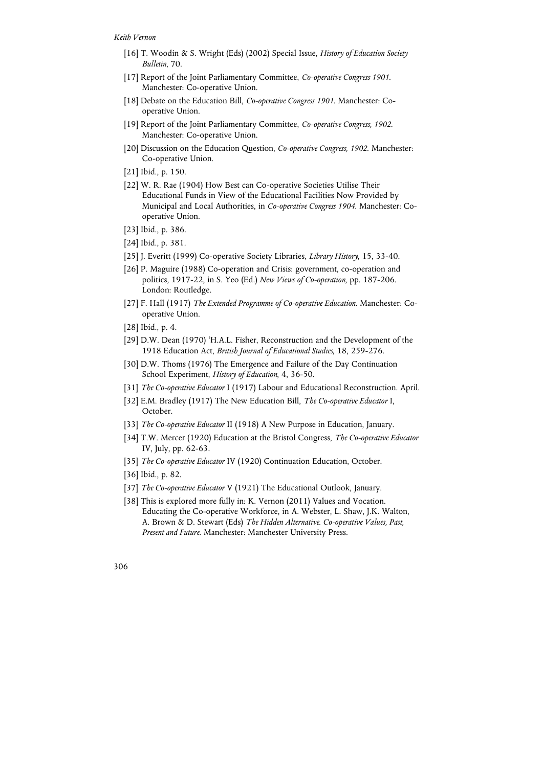[16] T. Woodin & S. Wright (Eds) (2002) Special Issue, *History of Education Society Bulletin*, 70.

[17] Report of the Joint Parliamentary Committee, *Co-operative Congress 1901*. Manchester: Co-operative Union.

[18] Debate on the Education Bill, *Co-operative Congress 1901*. Manchester: Co-operative Union.

[19] Report of the Joint Parliamentary Committee, *Co-operative Congress, 1902*. Manchester: Co-operative Union.

[20] Discussion on the Education Question, *Co-operative Congress, 1902*. Manchester: Co-operative Union.

[21] Ibid., p. 150.

[22] W. R. Rae (1904) How Best can Co-operative Societies Utilise Their Educational Funds in View of the Educational Facilities Now Provided by Municipal and Local Authorities, in *Co-operative Congress 1904*. Manchester: Co-operative Union.

[23] Ibid., p. 386.

[24] Ibid., p. 381.

[25] J. Everitt (1999) Co-operative Society Libraries, *Library History*, 15, 33-40.

[26] P. Maguire (1988) Co-operation and Crisis: government, co-operation and politics, 1917-22, in S. Yeo (Ed.) *New Views of Co-operation*, pp. 187-206. London: Routledge.

[27] F. Hall (1917) *The Extended Programme of Co-operative Education*. Manchester: Co-operative Union.

[28] Ibid., p. 4.

[29] D.W. Dean (1970) 'H.A.L. Fisher, Reconstruction and the Development of the 1918 Education Act, *British Journal of Educational Studies*, 18, 259-276.

[30] D.W. Thoms (1976) The Emergence and Failure of the Day Continuation School Experiment, *History of Education*, 4, 36-50.

[31] *The Co-operative Educator* I (1917) Labour and Educational Reconstruction. April.

[32] E.M. Bradley (1917) The New Education Bill, *The Co-operative Educator* I, October.

[33] *The Co-operative Educator* II (1918) A New Purpose in Education, January.

[34] T.W. Mercer (1920) Education at the Bristol Congress, *The Co-operative Educator* IV, July, pp. 62-63.

[35] *The Co-operative Educator* IV (1920) Continuation Education, October.

[36] Ibid., p. 82.

[37] *The Co-operative Educator* V (1921) The Educational Outlook, January.

[38] This is explored more fully in: K. Vernon (2011) Values and Vocation. Educating the Co-operative Workforce, in A. Webster, L. Shaw, J.K. Walton, A. Brown & D. Stewart (Eds) *The Hidden Alternative. Co-operative Values, Past, Present and Future*. Manchester: Manchester University Press.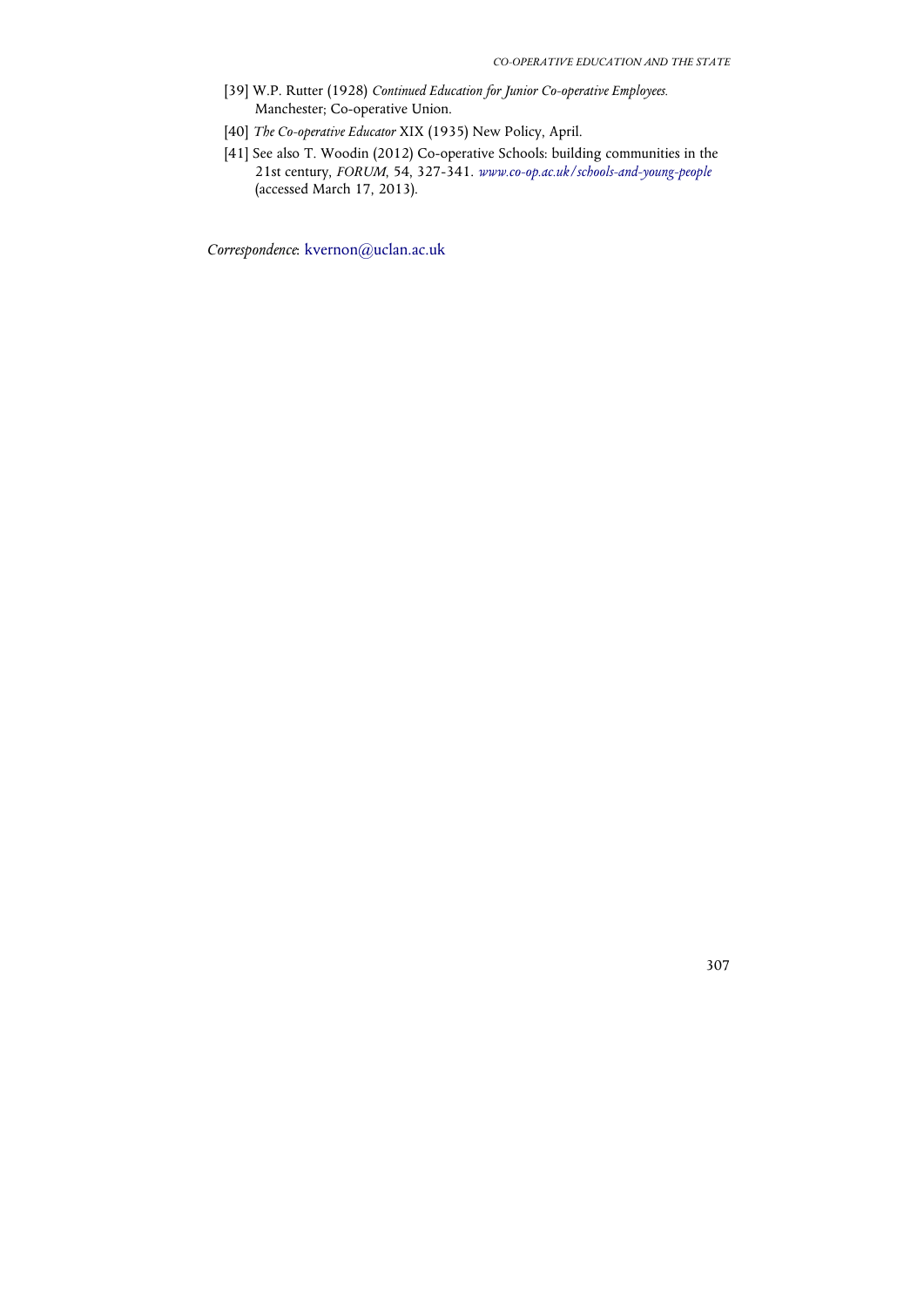[39] W.P. Rutter (1928) *Continued Education for Junior Co-operative Employees.* Manchester; Co-operative Union.

[40] *The Co-operative Educator* XIX (1935) New Policy, April.

[41] See also T. Woodin (2012) Co-operative Schools: building communities in the 21st century, *FORUM*, 54, 327-341. *www.co-op.ac.uk/schools-and-young-people* (accessed March 17, 2013).

*Correspondence*: kvernon@uclan.ac.uk